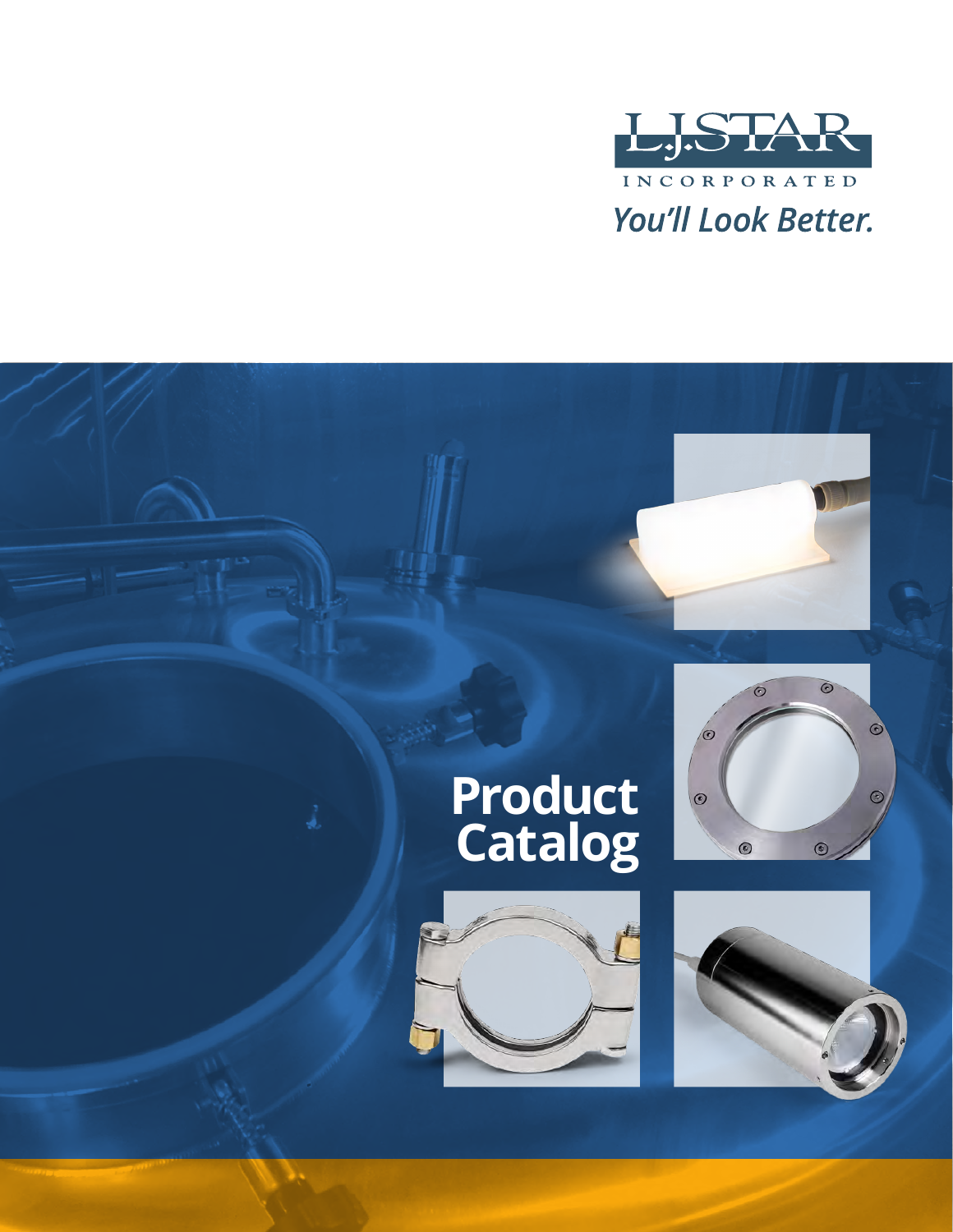L.J.STAR

INCORPORATED

*You'll Look Better.*

# Product Catalog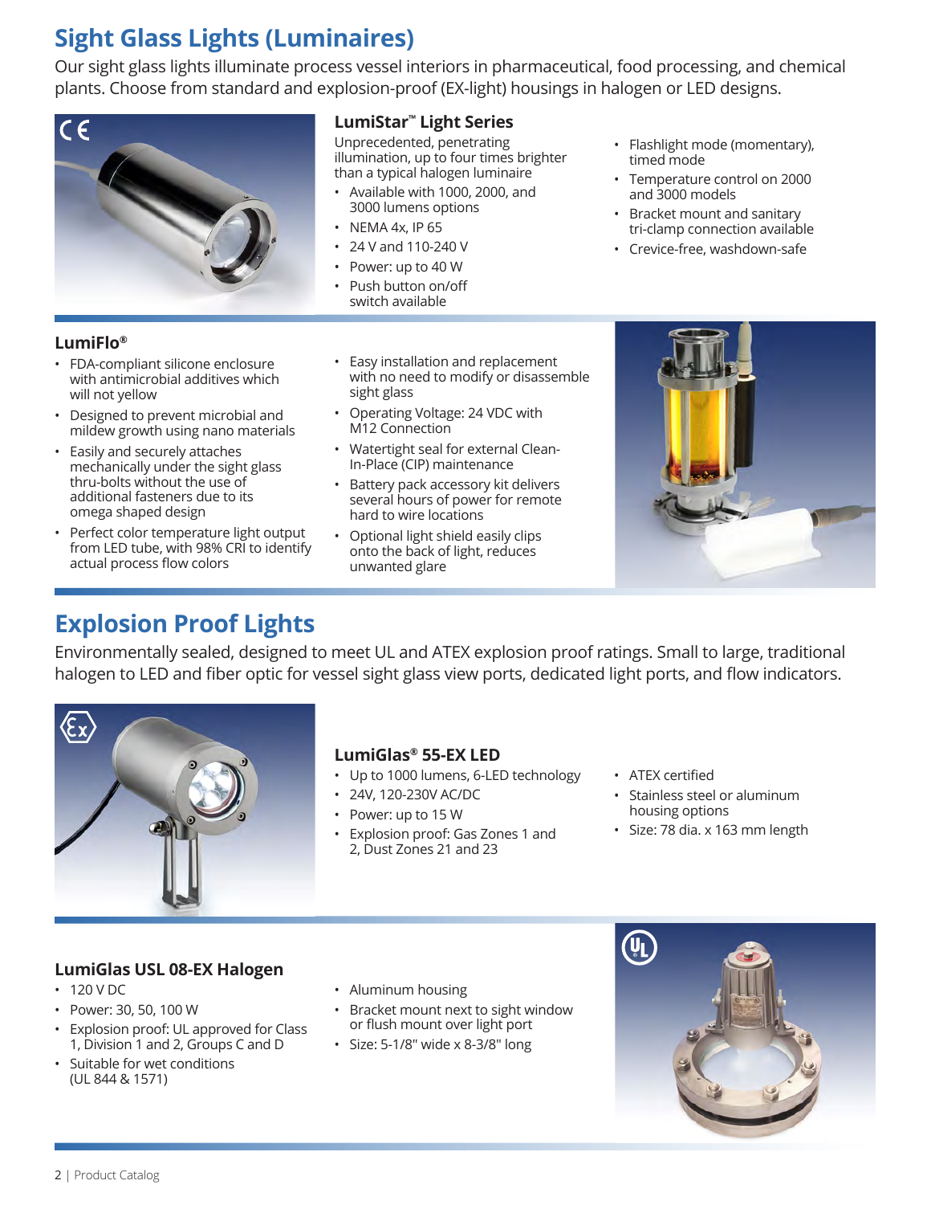# Sight Glass Lights (Luminaires)

Our sight glass lights illuminate process vessel interiors in pharmaceutical, food processing, and chemical plants. Choose from standard and explosion-proof (EX-light) housings in halogen or LED designs.

### LumiStar™ Light Series

Unprecedented, penetrating illumination, up to four times brighter than a typical halogen luminaire

- Available with 1000, 2000, and 3000 lumens options
- NEMA 4x, IP 65
- 24 V and 110-240 V
- Power: up to 40 W
- Push button on/off switch available
- Flashlight mode (momentary), timed mode
- Temperature control on 2000 and 3000 models
- Bracket mount and sanitary tri-clamp connection available
- Crevice-free, washdown-safe

### LumiFlo®

- FDA-compliant silicone enclosure with antimicrobial additives which will not yellow
- Designed to prevent microbial and mildew growth using nano materials
- Easily and securely attaches mechanically under the sight glass thru-bolts without the use of additional fasteners due to its omega shaped design
- Perfect color temperature light output from LED tube, with 98% CRI to identify actual process flow colors
- Easy installation and replacement with no need to modify or disassemble sight glass
- Operating Voltage: 24 VDC with M12 Connection
- Watertight seal for external Clean-In-Place (CIP) maintenance
- Battery pack accessory kit delivers several hours of power for remote hard to wire locations
- Optional light shield easily clips onto the back of light, reduces unwanted glare

# Explosion Proof Lights

Environmentally sealed, designed to meet UL and ATEX explosion proof ratings. Small to large, traditional halogen to LED and fiber optic for vessel sight glass view ports, dedicated light ports, and flow indicators.

### LumiGlas® 55-EX LED

- Up to 1000 lumens, 6-LED technology
- 24V, 120-230V AC/DC
- Power: up to 15 W
- Explosion proof: Gas Zones 1 and 2, Dust Zones 21 and 23
- ATEX certified
- Stainless steel or aluminum housing options
- Size: 78 dia. x 163 mm length

### LumiGlas USL 08-EX Halogen

- 120 V DC
- Power: 30, 50, 100 W
- Explosion proof: UL approved for Class 1, Division 1 and 2, Groups C and D
- Suitable for wet conditions (UL 844 & 1571)
- Aluminum housing
- Bracket mount next to sight window or flush mount over light port
- Size: 5-1/8" wide x 8-3/8" long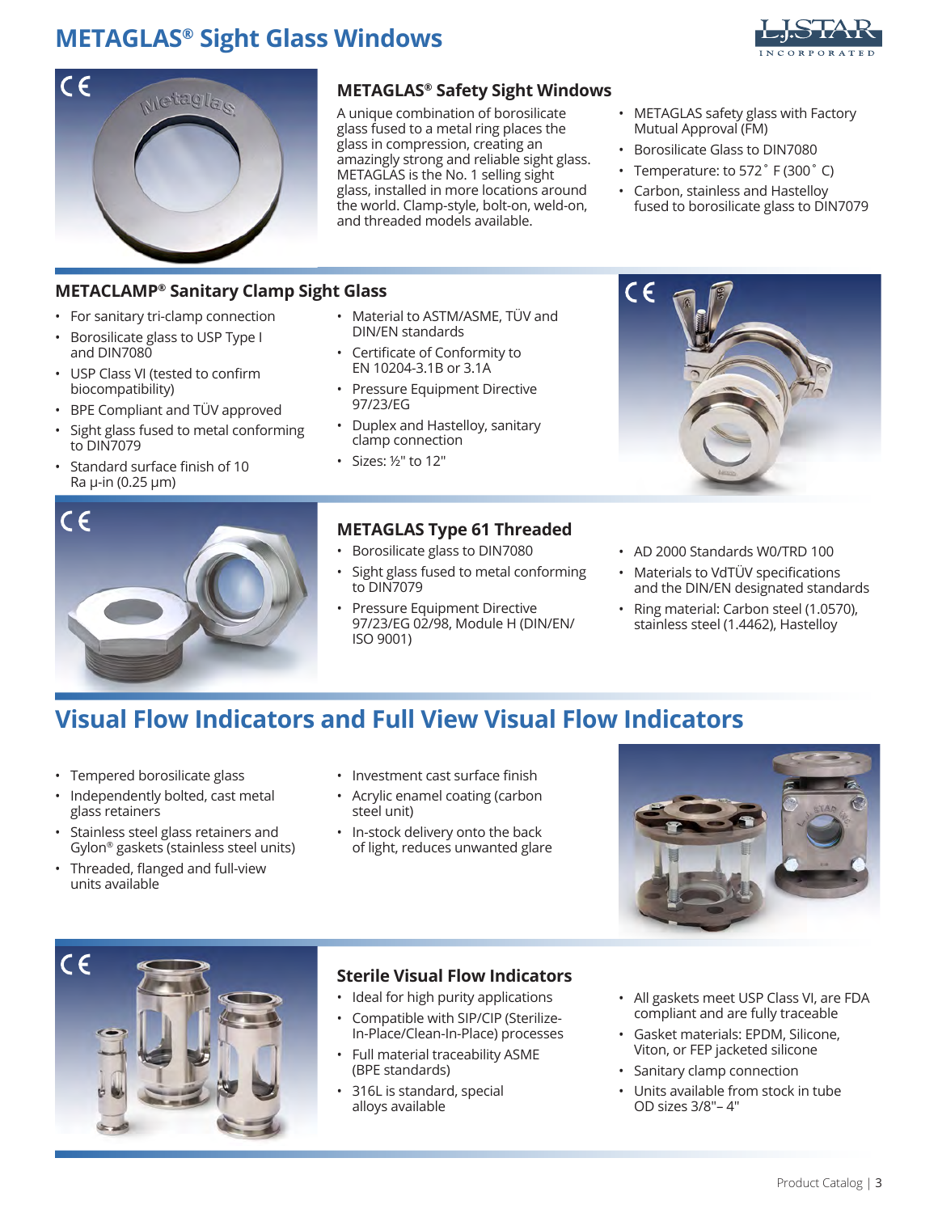# METAGLAS® Sight Glass Windows

## METAGLAS® Safety Sight Windows

A unique combination of borosilicate glass fused to a metal ring places the glass in compression, creating an amazingly strong and reliable sight glass. METAGLAS is the No. 1 selling sight glass, installed in more locations around the world. Clamp-style, bolt-on, weld-on, and threaded models available.

- METAGLAS safety glass with Factory Mutual Approval (FM)
- Borosilicate Glass to DIN7080
- Temperature: to 572˚ F (300˚ C)
- Carbon, stainless and Hastelloy fused to borosilicate glass to DIN7079

## METACLAMP® Sanitary Clamp Sight Glass

- For sanitary tri-clamp connection
- Borosilicate glass to USP Type I and DIN7080
- USP Class VI (tested to confirm biocompatibility)
- BPE Compliant and TÜV approved
- Sight glass fused to metal conforming to DIN7079
- Standard surface finish of 10 Ra µ-in (0.25 µm)
- Material to ASTM/ASME, TÜV and DIN/EN standards
- Certificate of Conformity to EN 10204-3.1B or 3.1A
- Pressure Equipment Directive 97/23/EG
- Duplex and Hastelloy, sanitary clamp connection
- Sizes: ½" to 12"

## METAGLAS Type 61 Threaded

- Borosilicate glass to DIN7080
- Sight glass fused to metal conforming to DIN7079
- Pressure Equipment Directive 97/23/EG 02/98, Module H (DIN/EN/ISO 9001)
- AD 2000 Standards W0/TRD 100
- Materials to VdTÜV specifications and the DIN/EN designated standards
- Ring material: Carbon steel (1.0570), stainless steel (1.4462), Hastelloy

# Visual Flow Indicators and Full View Visual Flow Indicators

- Tempered borosilicate glass
- Independently bolted, cast metal glass retainers
- Stainless steel glass retainers and Gylon® gaskets (stainless steel units)
- Threaded, flanged and full-view units available
- Investment cast surface finish
- Acrylic enamel coating (carbon steel unit)
- In-stock delivery onto the back of light, reduces unwanted glare

## Sterile Visual Flow Indicators

- Ideal for high purity applications
- Compatible with SIP/CIP (Sterilize-In-Place/Clean-In-Place) processes
- Full material traceability ASME (BPE standards)
- 316L is standard, special alloys available
- All gaskets meet USP Class VI, are FDA compliant and are fully traceable
- Gasket materials: EPDM, Silicone, Viton, or FEP jacketed silicone
- Sanitary clamp connection
- Units available from stock in tube OD sizes 3/8"– 4"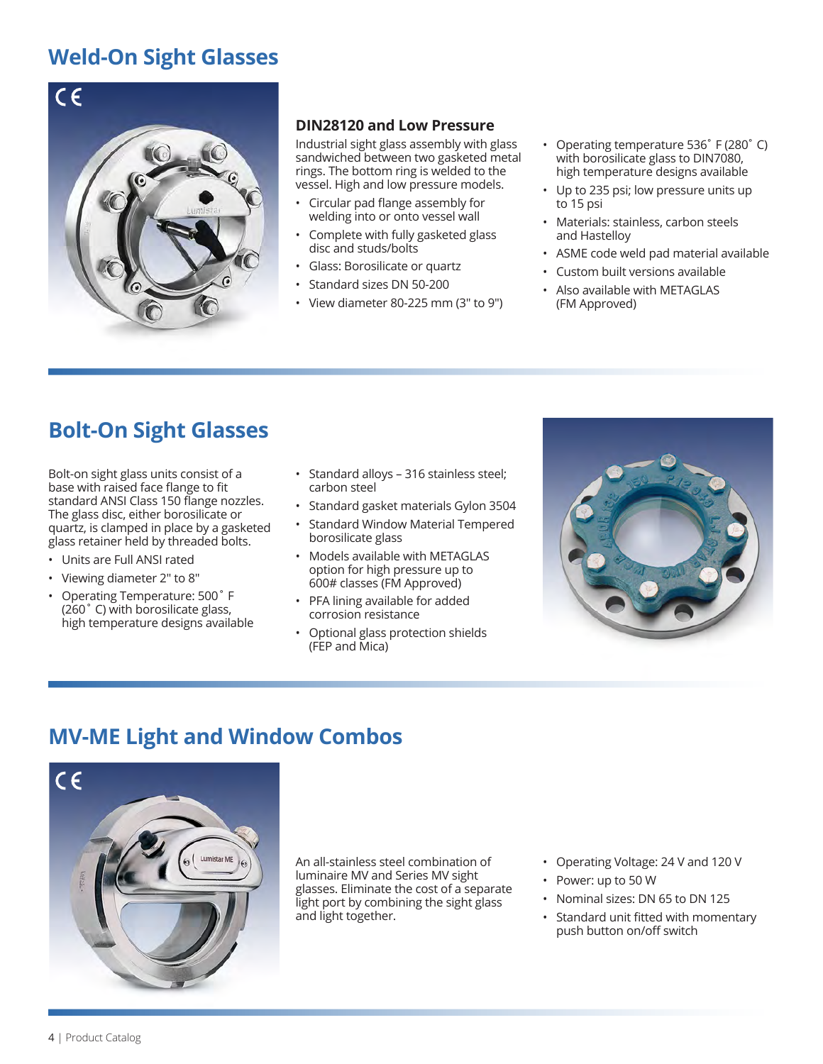# Weld-On Sight Glasses

### DIN28120 and Low Pressure

Industrial sight glass assembly with glass sandwiched between two gasketed metal rings. The bottom ring is welded to the vessel. High and low pressure models.

- Circular pad flange assembly for welding into or onto vessel wall
- Complete with fully gasketed glass disc and studs/bolts
- Glass: Borosilicate or quartz
- Standard sizes DN 50-200
- View diameter 80-225 mm (3" to 9")
- Operating temperature 536˚ F (280˚ C) with borosilicate glass to DIN7080, high temperature designs available
- Up to 235 psi; low pressure units up to 15 psi
- Materials: stainless, carbon steels and Hastelloy
- ASME code weld pad material available
- Custom built versions available
- Also available with METAGLAS (FM Approved)

# Bolt-On Sight Glasses

Bolt-on sight glass units consist of a base with raised face flange to fit standard ANSI Class 150 flange nozzles. The glass disc, either borosilicate or quartz, is clamped in place by a gasketed glass retainer held by threaded bolts.

- Units are Full ANSI rated
- Viewing diameter 2" to 8"
- Operating Temperature: 500˚ F (260˚ C) with borosilicate glass, high temperature designs available
- Standard alloys – 316 stainless steel; carbon steel
- Standard gasket materials Gylon 3504
- Standard Window Material Tempered borosilicate glass
- Models available with METAGLAS option for high pressure up to 600# classes (FM Approved)
- PFA lining available for added corrosion resistance
- Optional glass protection shields (FEP and Mica)

# MV-ME Light and Window Combos

An all-stainless steel combination of luminaire MV and Series MV sight glasses. Eliminate the cost of a separate light port by combining the sight glass and light together.

- Operating Voltage: 24 V and 120 V
- Power: up to 50 W
- Nominal sizes: DN 65 to DN 125
- Standard unit fitted with momentary push button on/off switch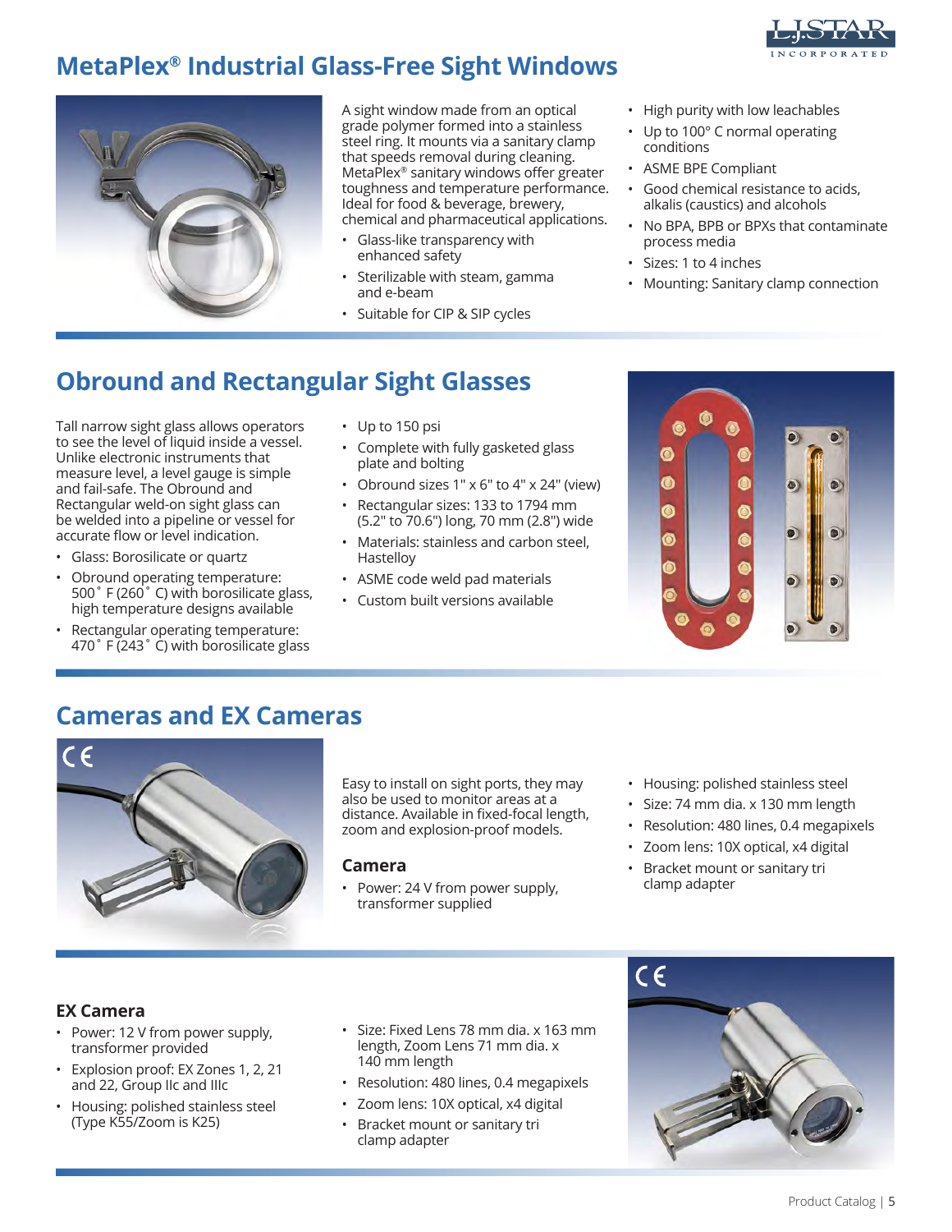## MetaPlex® Industrial Glass-Free Sight Windows

A sight window made from an optical grade polymer formed into a stainless steel ring. It mounts via a sanitary clamp that speeds removal during cleaning. MetaPlex® sanitary windows offer greater toughness and temperature performance. Ideal for food & beverage, brewery, chemical and pharmaceutical applications.

- Glass-like transparency with enhanced safety
- Sterilizable with steam, gamma and e-beam
- Suitable for CIP & SIP cycles
- High purity with low leachables
- Up to 100° C normal operating conditions
- ASME BPE Compliant
- Good chemical resistance to acids, alkalis (caustics) and alcohols
- No BPA, BPB or BPXs that contaminate process media
- Sizes: 1 to 4 inches
- Mounting: Sanitary clamp connection

## Obround and Rectangular Sight Glasses

Tall narrow sight glass allows operators to see the level of liquid inside a vessel. Unlike electronic instruments that measure level, a level gauge is simple and fail-safe. The Obround and Rectangular weld-on sight glass can be welded into a pipeline or vessel for accurate flow or level indication.

- Glass: Borosilicate or quartz
- Obround operating temperature: 500˚ F (260˚ C) with borosilicate glass, high temperature designs available
- Rectangular operating temperature: 470˚ F (243˚ C) with borosilicate glass
- Up to 150 psi
- Complete with fully gasketed glass plate and bolting
- Obround sizes 1" x 6" to 4" x 24" (view)
- Rectangular sizes: 133 to 1794 mm (5.2" to 70.6") long, 70 mm (2.8") wide
- Materials: stainless and carbon steel, Hastelloy
- ASME code weld pad materials
- Custom built versions available

## Cameras and EX Cameras

Easy to install on sight ports, they may also be used to monitor areas at a distance. Available in fixed-focal length, zoom and explosion-proof models.

### Camera

- Power: 24 V from power supply, transformer supplied
- Housing: polished stainless steel
- Size: 74 mm dia. x 130 mm length
- Resolution: 480 lines, 0.4 megapixels
- Zoom lens: 10X optical, x4 digital
- Bracket mount or sanitary tri clamp adapter

### EX Camera

- Power: 12 V from power supply, transformer provided
- Explosion proof: EX Zones 1, 2, 21 and 22, Group IIc and IIIc
- Housing: polished stainless steel (Type K55/Zoom is K25)
- Size: Fixed Lens 78 mm dia. x 163 mm length, Zoom Lens 71 mm dia. x 140 mm length
- Resolution: 480 lines, 0.4 megapixels
- Zoom lens: 10X optical, x4 digital
- Bracket mount or sanitary tri clamp adapter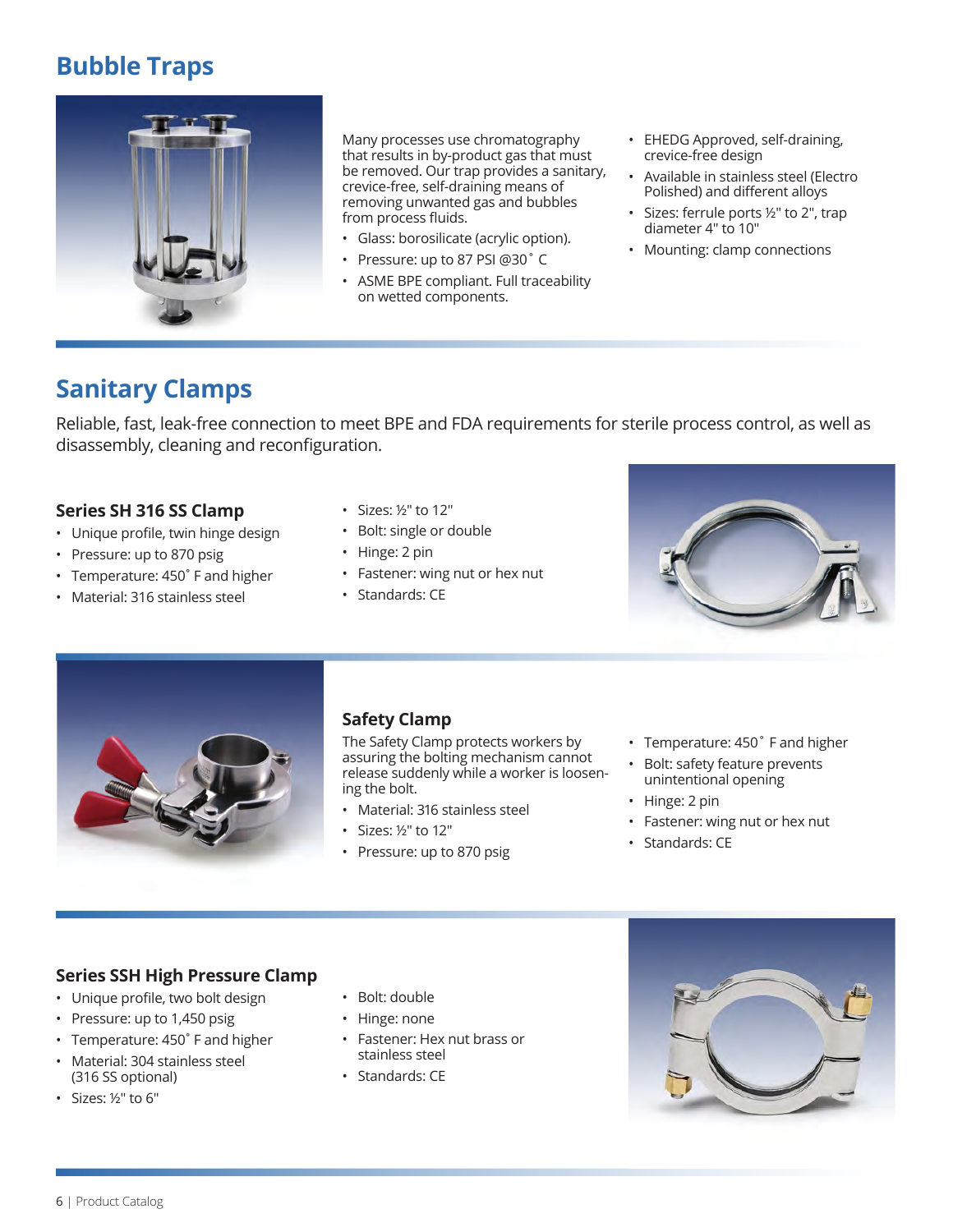## Bubble Traps

Many processes use chromatography that results in by-product gas that must be removed. Our trap provides a sanitary, crevice-free, self-draining means of removing unwanted gas and bubbles from process fluids.

- Glass: borosilicate (acrylic option).
- Pressure: up to 87 PSI @30˚ C
- ASME BPE compliant. Full traceability on wetted components.
- EHEDG Approved, self-draining, crevice-free design
- Available in stainless steel (Electro Polished) and different alloys
- Sizes: ferrule ports ½" to 2", trap diameter 4" to 10"
- Mounting: clamp connections

## Sanitary Clamps

Reliable, fast, leak-free connection to meet BPE and FDA requirements for sterile process control, as well as disassembly, cleaning and reconfiguration.

### Series SH 316 SS Clamp

- Unique profile, twin hinge design
- Pressure: up to 870 psig
- Temperature: 450˚ F and higher
- Material: 316 stainless steel
- Sizes: ½" to 12"
- Bolt: single or double
- Hinge: 2 pin
- Fastener: wing nut or hex nut
- Standards: CE

### Safety Clamp

The Safety Clamp protects workers by assuring the bolting mechanism cannot release suddenly while a worker is loosening the bolt.

- Material: 316 stainless steel
- Sizes: ½" to 12"
- Pressure: up to 870 psig
- Temperature: 450˚ F and higher
- Bolt: safety feature prevents unintentional opening
- Hinge: 2 pin
- Fastener: wing nut or hex nut
- Standards: CE

### Series SSH High Pressure Clamp

- Unique profile, two bolt design
- Pressure: up to 1,450 psig
- Temperature: 450˚ F and higher
- Material: 304 stainless steel (316 SS optional)
- Sizes: ½" to 6"
- Bolt: double
- Hinge: none
- Fastener: Hex nut brass or stainless steel
- Standards: CE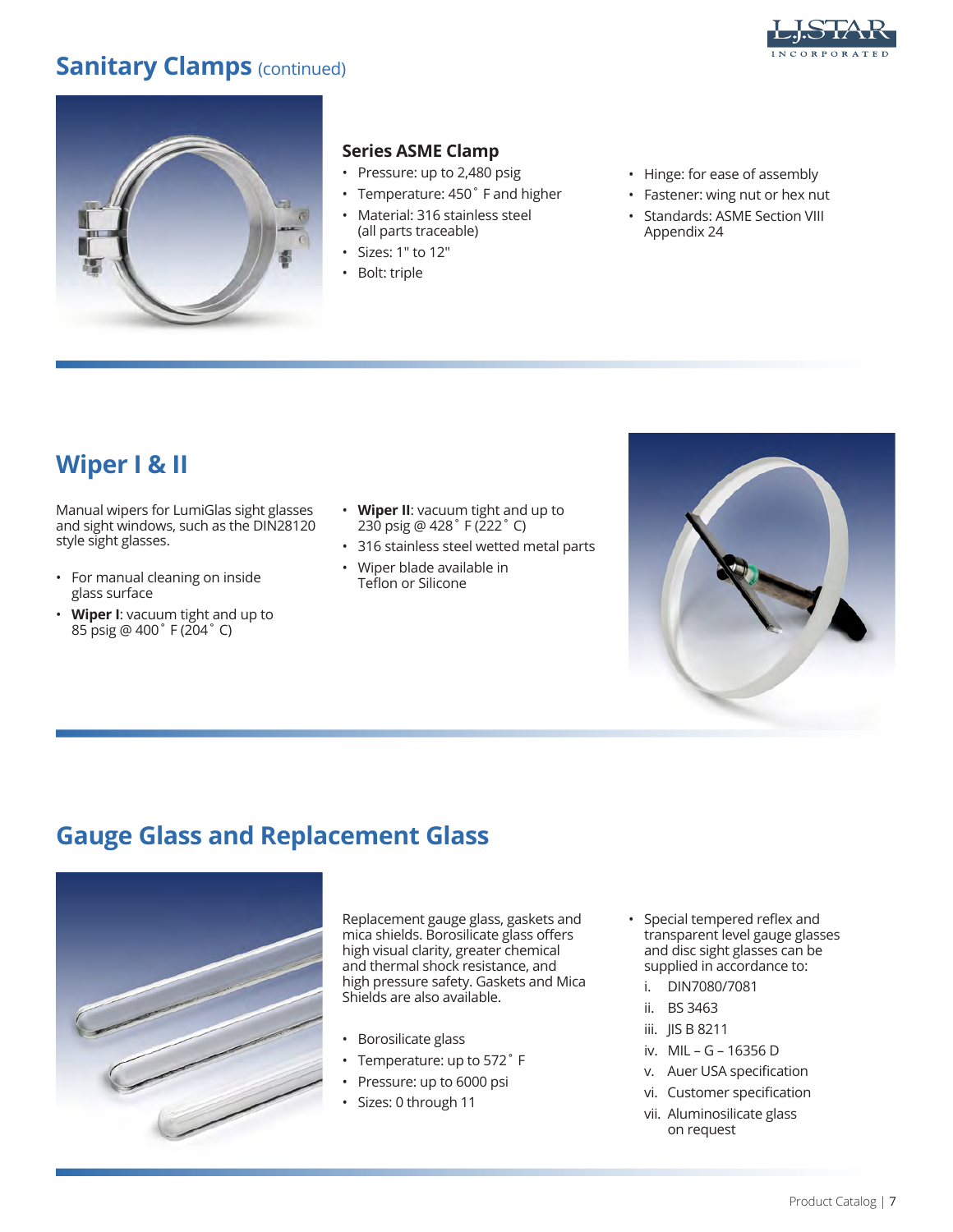# Sanitary Clamps (continued)

### Series ASME Clamp

- Pressure: up to 2,480 psig
- Temperature: 450˚ F and higher
- Material: 316 stainless steel (all parts traceable)
- Sizes: 1" to 12"
- Bolt: triple
- Hinge: for ease of assembly
- Fastener: wing nut or hex nut
- Standards: ASME Section VIII Appendix 24

## Wiper I & II

Manual wipers for LumiGlas sight glasses and sight windows, such as the DIN28120 style sight glasses.

- For manual cleaning on inside glass surface
- **Wiper I**: vacuum tight and up to 85 psig @ 400˚ F (204˚ C)
- **Wiper II**: vacuum tight and up to 230 psig @ 428˚ F (222˚ C)
- 316 stainless steel wetted metal parts
- Wiper blade available in Teflon or Silicone

## Gauge Glass and Replacement Glass

Replacement gauge glass, gaskets and mica shields. Borosilicate glass offers high visual clarity, greater chemical and thermal shock resistance, and high pressure safety. Gaskets and Mica Shields are also available.

- Borosilicate glass
- Temperature: up to 572˚ F
- Pressure: up to 6000 psi
- Sizes: 0 through 11
- Special tempered reflex and transparent level gauge glasses and disc sight glasses can be supplied in accordance to:
  - i. DIN7080/7081
  - ii. BS 3463
  - iii. JIS B 8211
  - iv. MIL – G – 16356 D
  - v. Auer USA specification
  - vi. Customer specification
  - vii. Aluminosilicate glass on request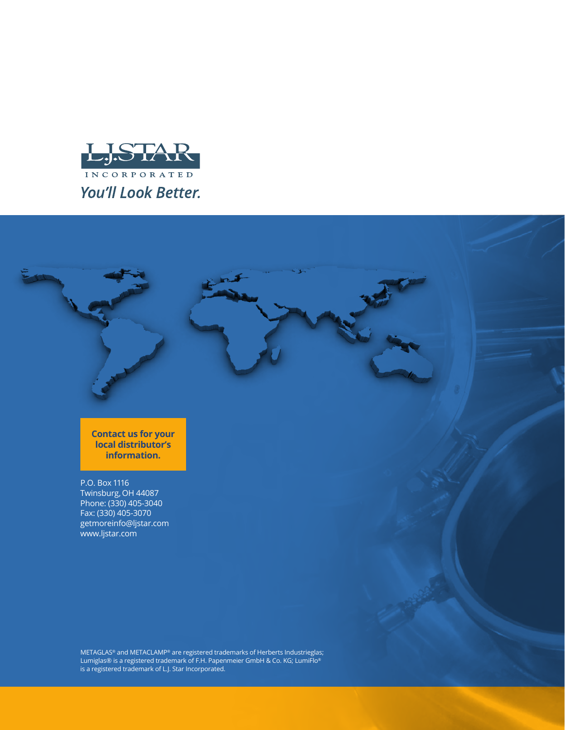L.J.STAR

INCORPORATED

*You'll Look Better.*

**Contact us for your local distributor's information.**

P.O. Box 1116
Twinsburg, OH 44087
Phone: (330) 405-3040
Fax: (330) 405-3070
getmoreinfo@ljstar.com
www.ljstar.com

METAGLAS® and METACLAMP® are registered trademarks of Herberts Industrieglas; Lumiglas® is a registered trademark of F.H. Papenmeier GmbH & Co. KG; LumiFlo® is a registered trademark of L.J. Star Incorporated.